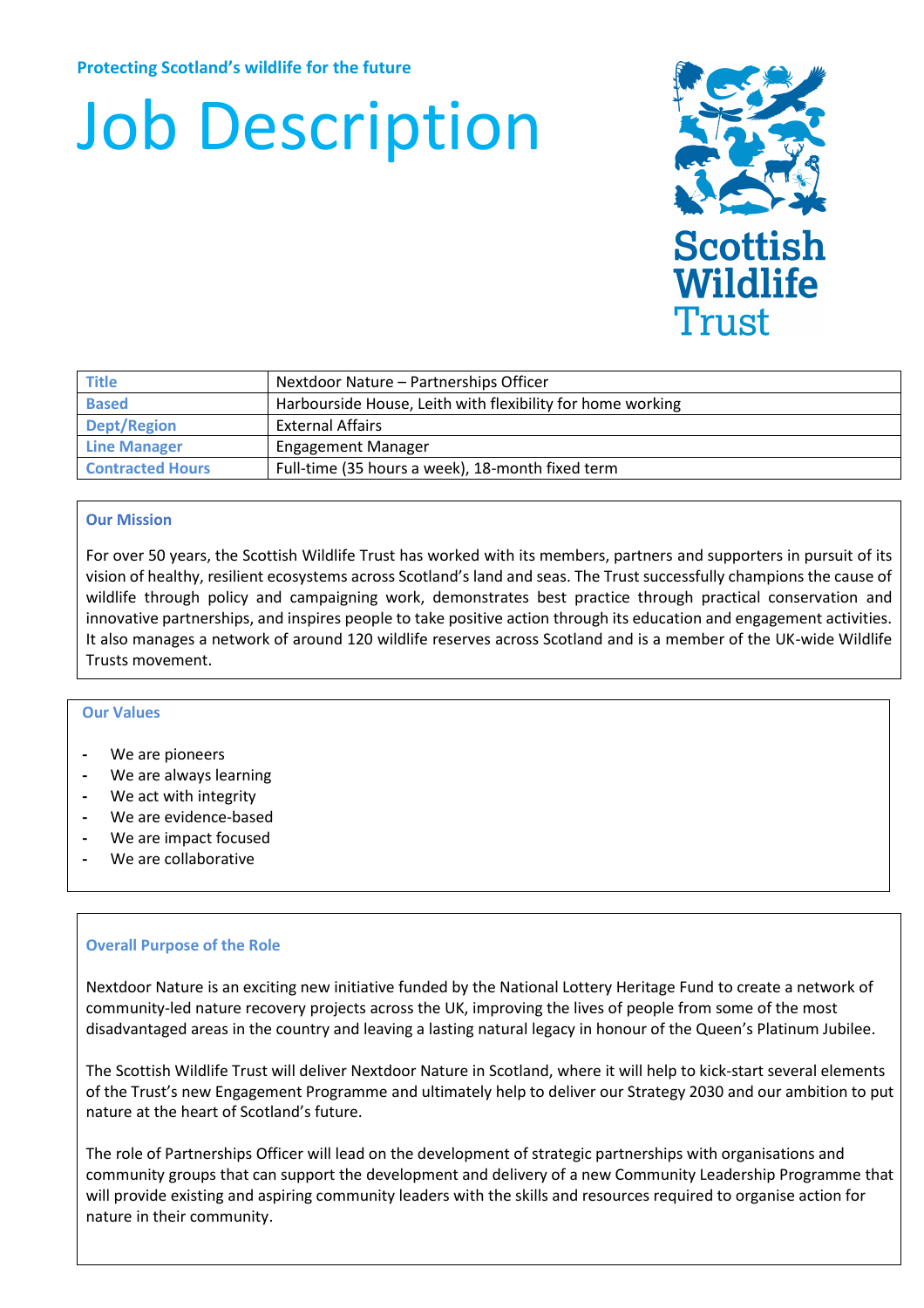**Protecting Scotland's wildlife for the future**

# Job Description

Scottish Wildlife Trust

| | |
|---|---|
| **Title** | Nextdoor Nature – Partnerships Officer |
| **Based** | Harbourside House, Leith with flexibility for home working |
| **Dept/Region** | External Affairs |
| **Line Manager** | Engagement Manager |
| **Contracted Hours** | Full-time (35 hours a week), 18-month fixed term |

### Our Mission

For over 50 years, the Scottish Wildlife Trust has worked with its members, partners and supporters in pursuit of its vision of healthy, resilient ecosystems across Scotland's land and seas. The Trust successfully champions the cause of wildlife through policy and campaigning work, demonstrates best practice through practical conservation and innovative partnerships, and inspires people to take positive action through its education and engagement activities. It also manages a network of around 120 wildlife reserves across Scotland and is a member of the UK-wide Wildlife Trusts movement.

### Our Values

- We are pioneers
- We are always learning
- We act with integrity
- We are evidence-based
- We are impact focused
- We are collaborative

### Overall Purpose of the Role

Nextdoor Nature is an exciting new initiative funded by the National Lottery Heritage Fund to create a network of community-led nature recovery projects across the UK, improving the lives of people from some of the most disadvantaged areas in the country and leaving a lasting natural legacy in honour of the Queen's Platinum Jubilee.

The Scottish Wildlife Trust will deliver Nextdoor Nature in Scotland, where it will help to kick-start several elements of the Trust's new Engagement Programme and ultimately help to deliver our Strategy 2030 and our ambition to put nature at the heart of Scotland's future.

The role of Partnerships Officer will lead on the development of strategic partnerships with organisations and community groups that can support the development and delivery of a new Community Leadership Programme that will provide existing and aspiring community leaders with the skills and resources required to organise action for nature in their community.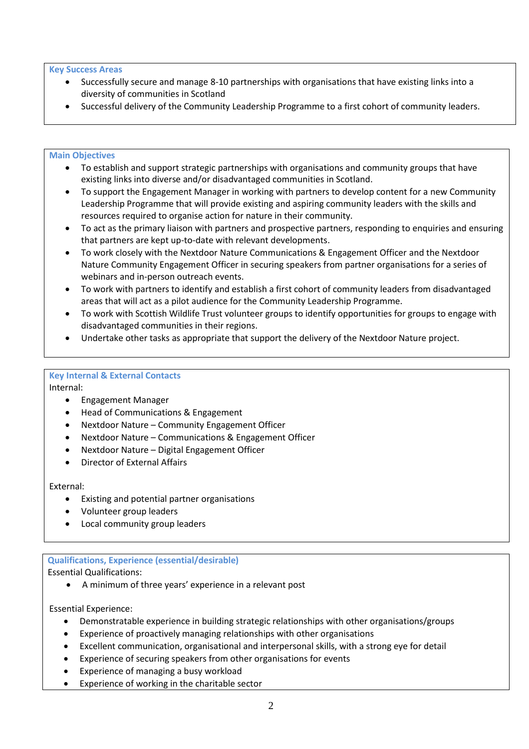## Key Success Areas

- Successfully secure and manage 8-10 partnerships with organisations that have existing links into a diversity of communities in Scotland
- Successful delivery of the Community Leadership Programme to a first cohort of community leaders.

## Main Objectives

- To establish and support strategic partnerships with organisations and community groups that have existing links into diverse and/or disadvantaged communities in Scotland.
- To support the Engagement Manager in working with partners to develop content for a new Community Leadership Programme that will provide existing and aspiring community leaders with the skills and resources required to organise action for nature in their community.
- To act as the primary liaison with partners and prospective partners, responding to enquiries and ensuring that partners are kept up-to-date with relevant developments.
- To work closely with the Nextdoor Nature Communications & Engagement Officer and the Nextdoor Nature Community Engagement Officer in securing speakers from partner organisations for a series of webinars and in-person outreach events.
- To work with partners to identify and establish a first cohort of community leaders from disadvantaged areas that will act as a pilot audience for the Community Leadership Programme.
- To work with Scottish Wildlife Trust volunteer groups to identify opportunities for groups to engage with disadvantaged communities in their regions.
- Undertake other tasks as appropriate that support the delivery of the Nextdoor Nature project.

## Key Internal & External Contacts

Internal:

- Engagement Manager
- Head of Communications & Engagement
- Nextdoor Nature – Community Engagement Officer
- Nextdoor Nature – Communications & Engagement Officer
- Nextdoor Nature – Digital Engagement Officer
- Director of External Affairs

External:

- Existing and potential partner organisations
- Volunteer group leaders
- Local community group leaders

## Qualifications, Experience (essential/desirable)

Essential Qualifications:

- A minimum of three years' experience in a relevant post

Essential Experience:

- Demonstratable experience in building strategic relationships with other organisations/groups
- Experience of proactively managing relationships with other organisations
- Excellent communication, organisational and interpersonal skills, with a strong eye for detail
- Experience of securing speakers from other organisations for events
- Experience of managing a busy workload
- Experience of working in the charitable sector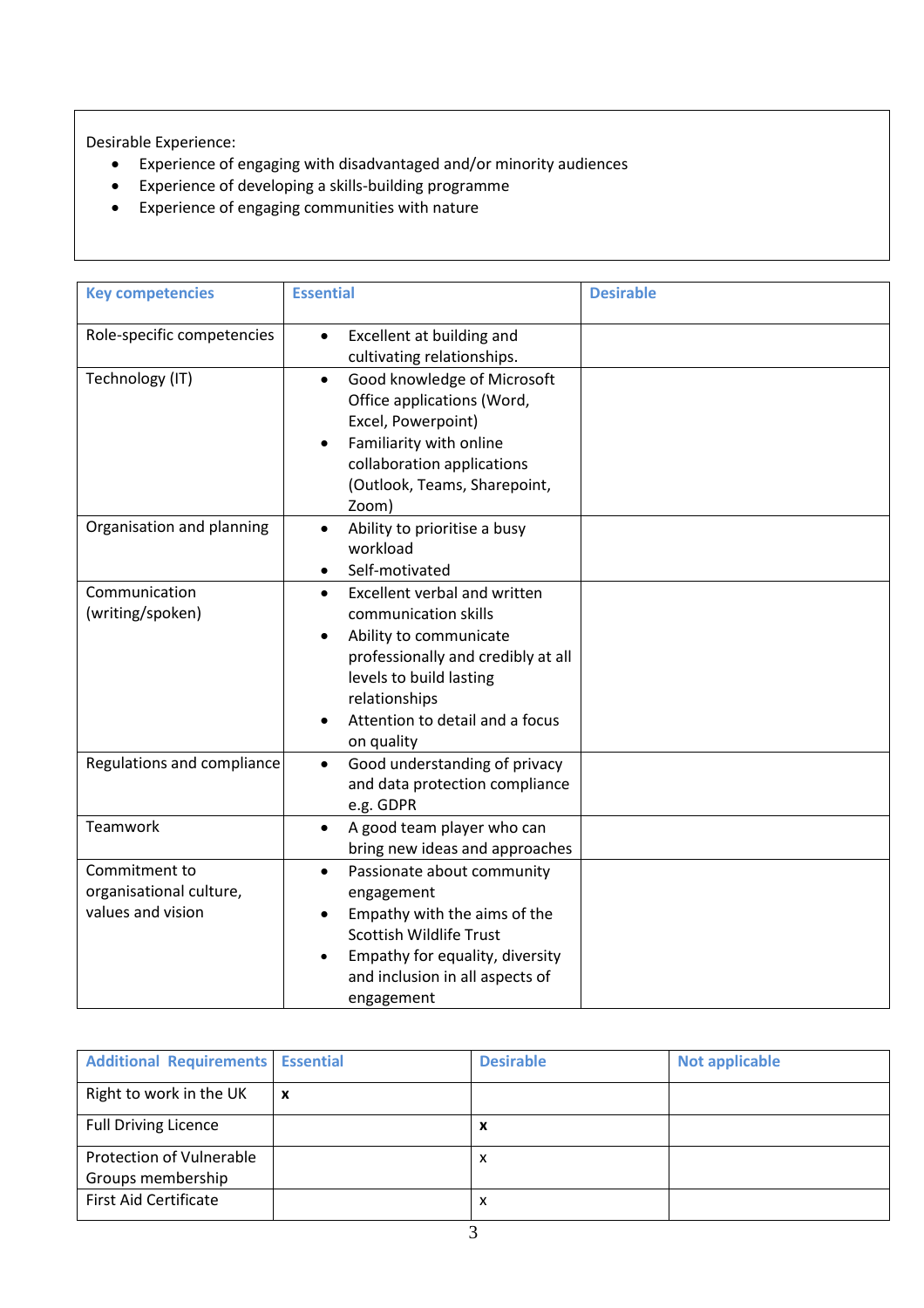Desirable Experience:

- Experience of engaging with disadvantaged and/or minority audiences
- Experience of developing a skills-building programme
- Experience of engaging communities with nature

| Key competencies | Essential | Desirable |
|---|---|---|
| Role-specific competencies | • Excellent at building and cultivating relationships. | |
| Technology (IT) | • Good knowledge of Microsoft Office applications (Word, Excel, Powerpoint)<br>• Familiarity with online collaboration applications (Outlook, Teams, Sharepoint, Zoom) | |
| Organisation and planning | • Ability to prioritise a busy workload<br>• Self-motivated | |
| Communication (writing/spoken) | • Excellent verbal and written communication skills<br>• Ability to communicate professionally and credibly at all levels to build lasting relationships<br>• Attention to detail and a focus on quality | |
| Regulations and compliance | • Good understanding of privacy and data protection compliance e.g. GDPR | |
| Teamwork | • A good team player who can bring new ideas and approaches | |
| Commitment to organisational culture, values and vision | • Passionate about community engagement<br>• Empathy with the aims of the Scottish Wildlife Trust<br>• Empathy for equality, diversity and inclusion in all aspects of engagement | |

| Additional Requirements | Essential | Desirable | Not applicable |
|---|---|---|---|
| Right to work in the UK | **x** | | |
| Full Driving Licence | | **x** | |
| Protection of Vulnerable Groups membership | | x | |
| First Aid Certificate | | x | |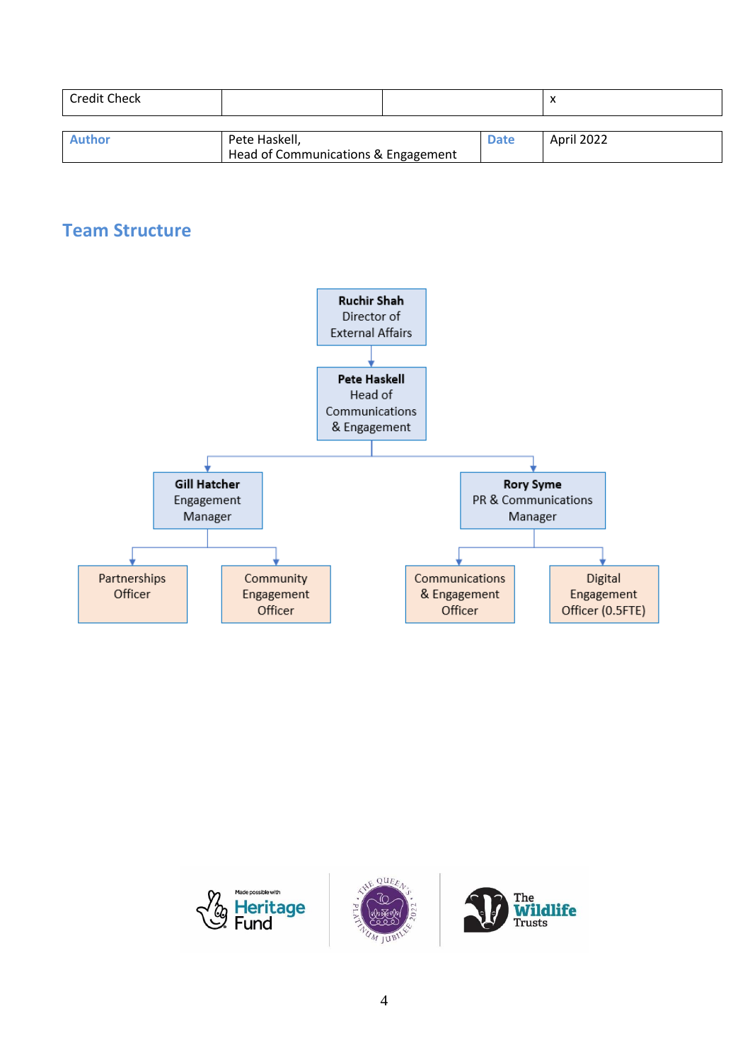| | | | |
|---|---|---|---|
| Credit Check | | | x |

| | | | |
|---|---|---|---|
| **Author** | Pete Haskell, Head of Communications & Engagement | **Date** | April 2022 |

## Team Structure

**Ruchir Shah**
Director of External Affairs

**Pete Haskell**
Head of Communications & Engagement

**Gill Hatcher**
Engagement Manager

**Rory Syme**
PR & Communications Manager

Partnerships Officer

Community Engagement Officer

Communications & Engagement Officer

Digital Engagement Officer (0.5FTE)

Made possible with Heritage Fund

The Queen's Platinum Jubilee 2022

The Wildlife Trusts